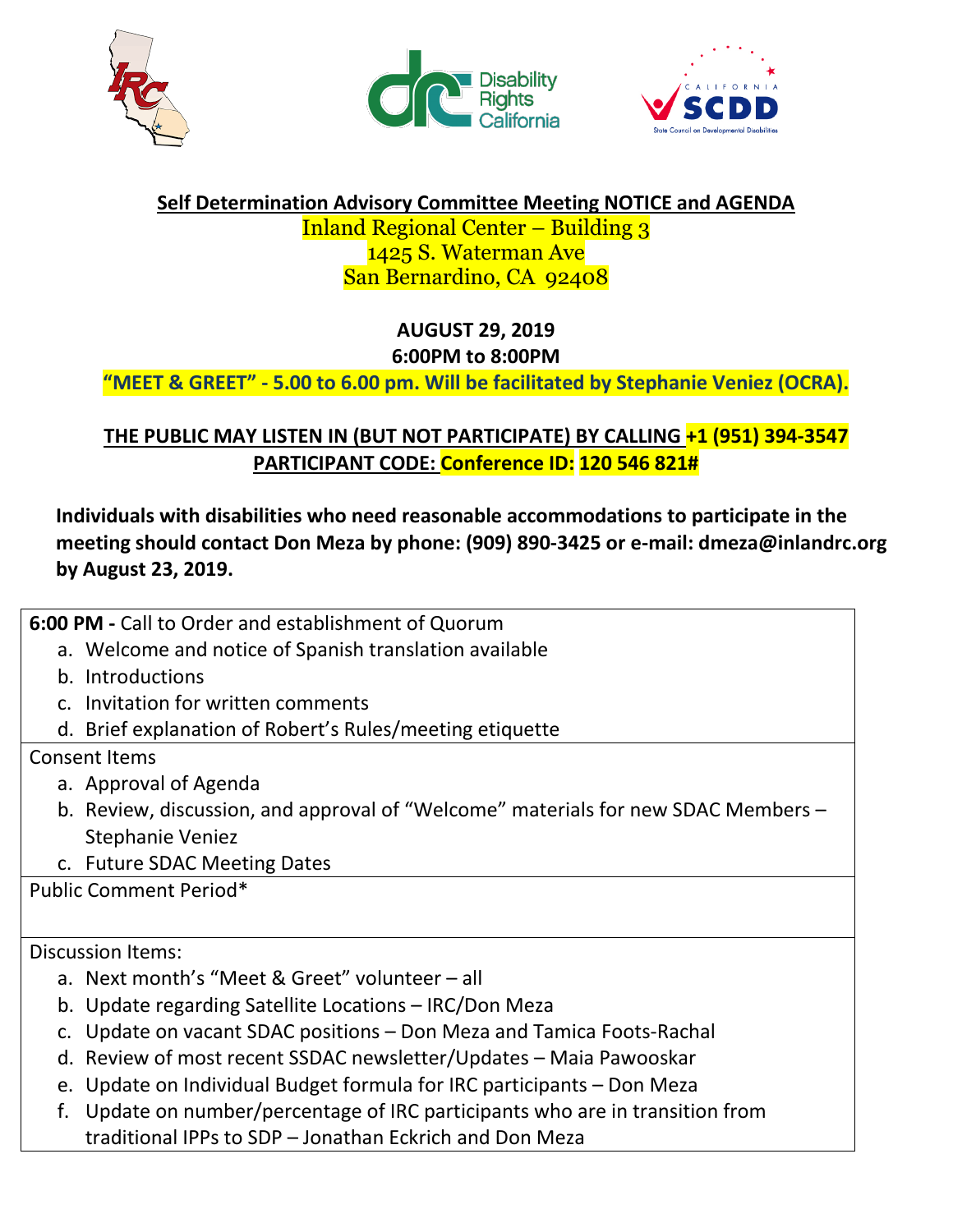## Self Determination Advisory Committee Meeting NOTICE and AGENDA

Inland Regional Center – Building 3
1425 S. Waterman Ave
San Bernardino, CA 92408

**AUGUST 29, 2019**
**6:00PM to 8:00PM**

**"MEET & GREET" - 5.00 to 6.00 pm. Will be facilitated by Stephanie Veniez (OCRA).**

**THE PUBLIC MAY LISTEN IN (BUT NOT PARTICIPATE) BY CALLING +1 (951) 394-3547**
**PARTICIPANT CODE: Conference ID: 120 546 821#**

**Individuals with disabilities who need reasonable accommodations to participate in the meeting should contact Don Meza by phone: (909) 890-3425 or e-mail: dmeza@inlandrc.org by August 23, 2019.**

**6:00 PM -** Call to Order and establishment of Quorum

a. Welcome and notice of Spanish translation available
b. Introductions
c. Invitation for written comments
d. Brief explanation of Robert's Rules/meeting etiquette

Consent Items

a. Approval of Agenda
b. Review, discussion, and approval of "Welcome" materials for new SDAC Members – Stephanie Veniez
c. Future SDAC Meeting Dates

Public Comment Period*

Discussion Items:

a. Next month's "Meet & Greet" volunteer – all
b. Update regarding Satellite Locations – IRC/Don Meza
c. Update on vacant SDAC positions – Don Meza and Tamica Foots-Rachal
d. Review of most recent SSDAC newsletter/Updates – Maia Pawooskar
e. Update on Individual Budget formula for IRC participants – Don Meza
f. Update on number/percentage of IRC participants who are in transition from traditional IPPs to SDP – Jonathan Eckrich and Don Meza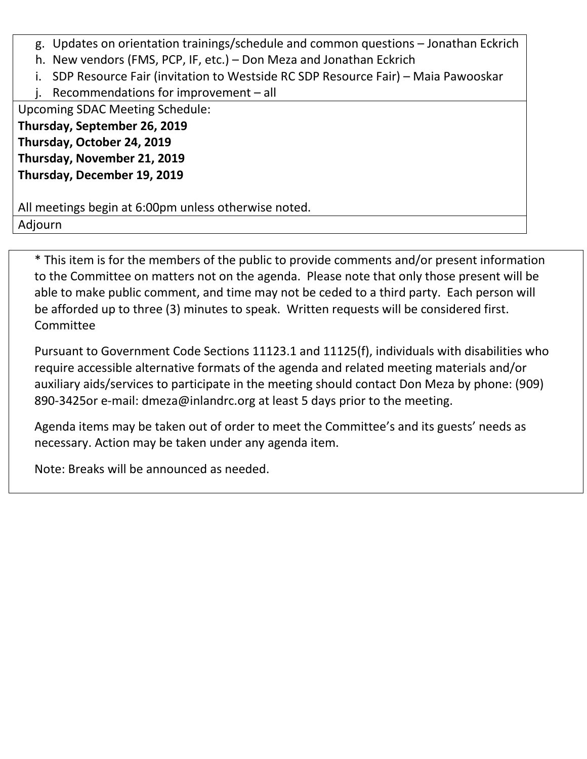g. Updates on orientation trainings/schedule and common questions – Jonathan Eckrich
h. New vendors (FMS, PCP, IF, etc.) – Don Meza and Jonathan Eckrich
i. SDP Resource Fair (invitation to Westside RC SDP Resource Fair) – Maia Pawooskar
j. Recommendations for improvement – all

Upcoming SDAC Meeting Schedule:

**Thursday, September 26, 2019**
**Thursday, October 24, 2019**
**Thursday, November 21, 2019**
**Thursday, December 19, 2019**

All meetings begin at 6:00pm unless otherwise noted.

Adjourn

* This item is for the members of the public to provide comments and/or present information to the Committee on matters not on the agenda. Please note that only those present will be able to make public comment, and time may not be ceded to a third party. Each person will be afforded up to three (3) minutes to speak. Written requests will be considered first. Committee

Pursuant to Government Code Sections 11123.1 and 11125(f), individuals with disabilities who require accessible alternative formats of the agenda and related meeting materials and/or auxiliary aids/services to participate in the meeting should contact Don Meza by phone: (909) 890-3425or e-mail: dmeza@inlandrc.org at least 5 days prior to the meeting.

Agenda items may be taken out of order to meet the Committee's and its guests' needs as necessary. Action may be taken under any agenda item.

Note: Breaks will be announced as needed.